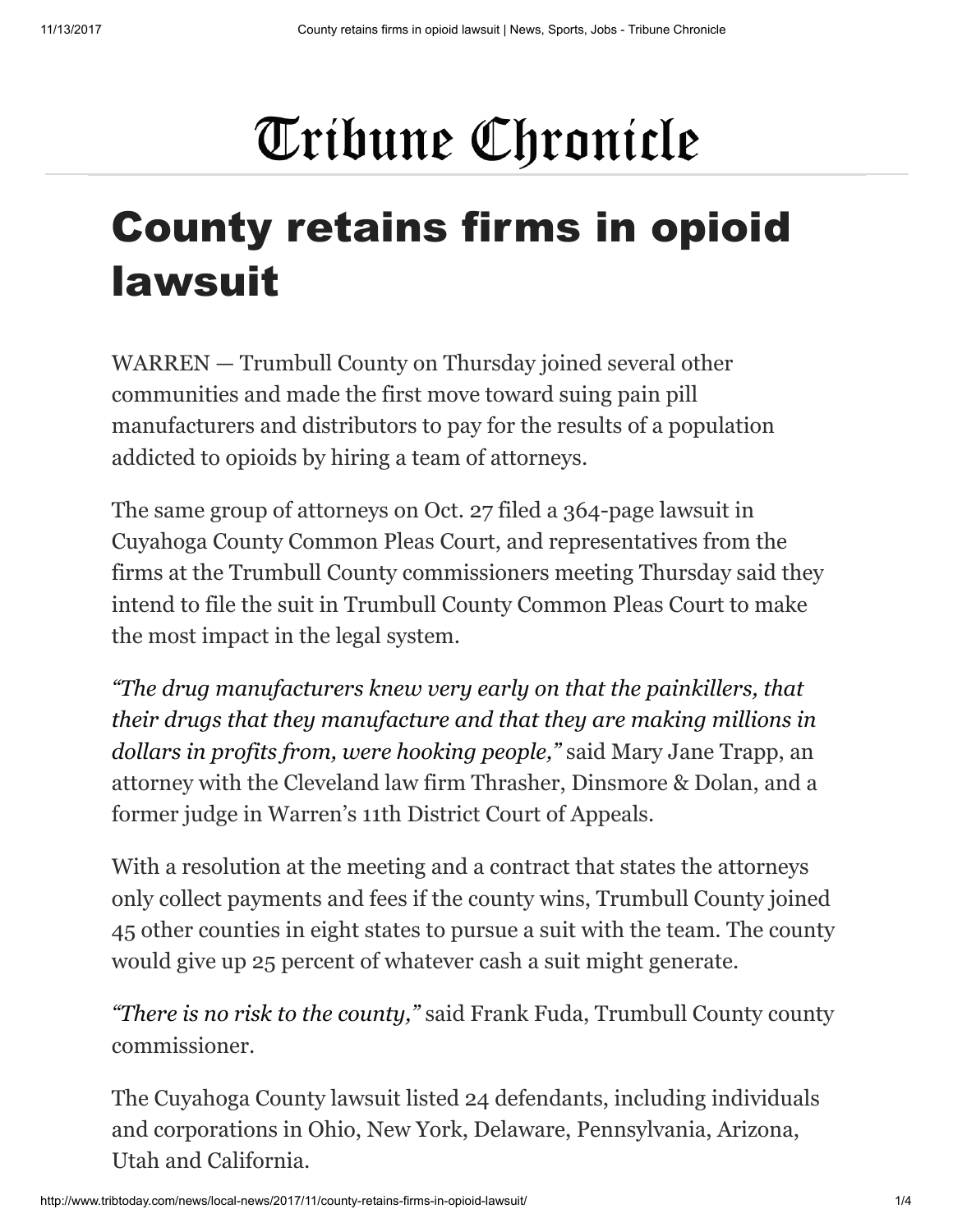# Tribune Chronicle

# County retains firms in opioid lawsuit

WARREN — Trumbull County on Thursday joined several other communities and made the first move toward suing pain pill manufacturers and distributors to pay for the results of a population addicted to opioids by hiring a team of attorneys.

The same group of attorneys on Oct. 27 filed a 364-page lawsuit in Cuyahoga County Common Pleas Court, and representatives from the firms at the Trumbull County commissioners meeting Thursday said they intend to file the suit in Trumbull County Common Pleas Court to make the most impact in the legal system.

*"The drug manufacturers knew very early on that the painkillers, that their drugs that they manufacture and that they are making millions in dollars in profits from, were hooking people,"* said Mary Jane Trapp, an attorney with the Cleveland law firm Thrasher, Dinsmore & Dolan, and a former judge in Warren's 11th District Court of Appeals.

With a resolution at the meeting and a contract that states the attorneys only collect payments and fees if the county wins, Trumbull County joined 45 other counties in eight states to pursue a suit with the team. The county would give up 25 percent of whatever cash a suit might generate.

*"There is no risk to the county,"* said Frank Fuda, Trumbull County county commissioner.

The Cuyahoga County lawsuit listed 24 defendants, including individuals and corporations in Ohio, New York, Delaware, Pennsylvania, Arizona, Utah and California.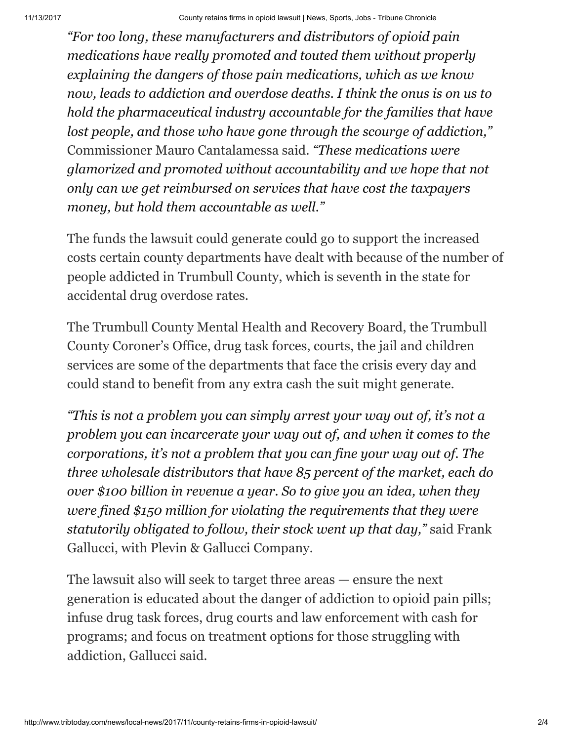*"For too long, these manufacturers and distributors of opioid pain medications have really promoted and touted them without properly explaining the dangers of those pain medications, which as we know now, leads to addiction and overdose deaths. I think the onus is on us to hold the pharmaceutical industry accountable for the families that have lost people, and those who have gone through the scourge of addiction,"* Commissioner Mauro Cantalamessa said. *"These medications were glamorized and promoted without accountability and we hope that not only can we get reimbursed on services that have cost the taxpayers money, but hold them accountable as well."*

The funds the lawsuit could generate could go to support the increased costs certain county departments have dealt with because of the number of people addicted in Trumbull County, which is seventh in the state for accidental drug overdose rates.

The Trumbull County Mental Health and Recovery Board, the Trumbull County Coroner's Office, drug task forces, courts, the jail and children services are some of the departments that face the crisis every day and could stand to benefit from any extra cash the suit might generate.

*"This is not a problem you can simply arrest your way out of, it's not a problem you can incarcerate your way out of, and when it comes to the corporations, it's not a problem that you can fine your way out of. The three wholesale distributors that have 85 percent of the market, each do over $100 billion in revenue a year. So to give you an idea, when they were fined $150 million for violating the requirements that they were statutorily obligated to follow, their stock went up that day,"* said Frank Gallucci, with Plevin & Gallucci Company.

The lawsuit also will seek to target three areas — ensure the next generation is educated about the danger of addiction to opioid pain pills; infuse drug task forces, drug courts and law enforcement with cash for programs; and focus on treatment options for those struggling with addiction, Gallucci said.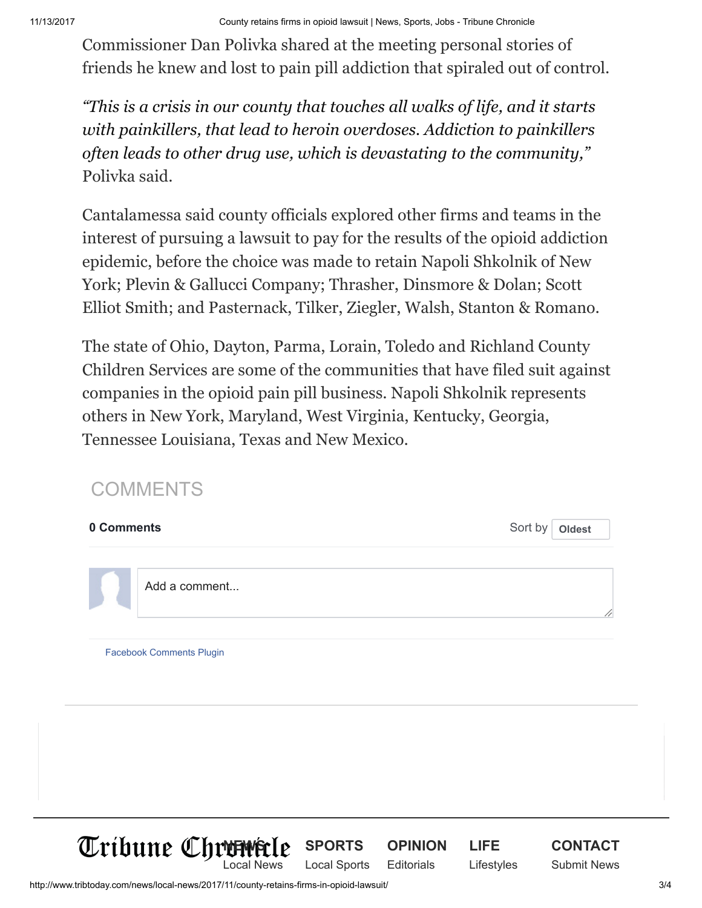Commissioner Dan Polivka shared at the meeting personal stories of friends he knew and lost to pain pill addiction that spiraled out of control.

*"This is a crisis in our county that touches all walks of life, and it starts with painkillers, that lead to heroin overdoses. Addiction to painkillers often leads to other drug use, which is devastating to the community,"* Polivka said.

Cantalamessa said county officials explored other firms and teams in the interest of pursuing a lawsuit to pay for the results of the opioid addiction epidemic, before the choice was made to retain Napoli Shkolnik of New York; Plevin & Gallucci Company; Thrasher, Dinsmore & Dolan; Scott Elliot Smith; and Pasternack, Tilker, Ziegler, Walsh, Stanton & Romano.

The state of Ohio, Dayton, Parma, Lorain, Toledo and Richland County Children Services are some of the communities that have filed suit against companies in the opioid pain pill business. Napoli Shkolnik represents others in New York, Maryland, West Virginia, Kentucky, Georgia, Tennessee Louisiana, Texas and New Mexico.

## COMMENTS

**0 Comments** Sort by **Oldest**

Add a comment...

Facebook Comments Plugin

Tribune Chronicle

**NEWS** Local News

**SPORTS** Local Sports

**OPINION** Editorials

**LIFE** Lifestyles

**CONTACT** Submit News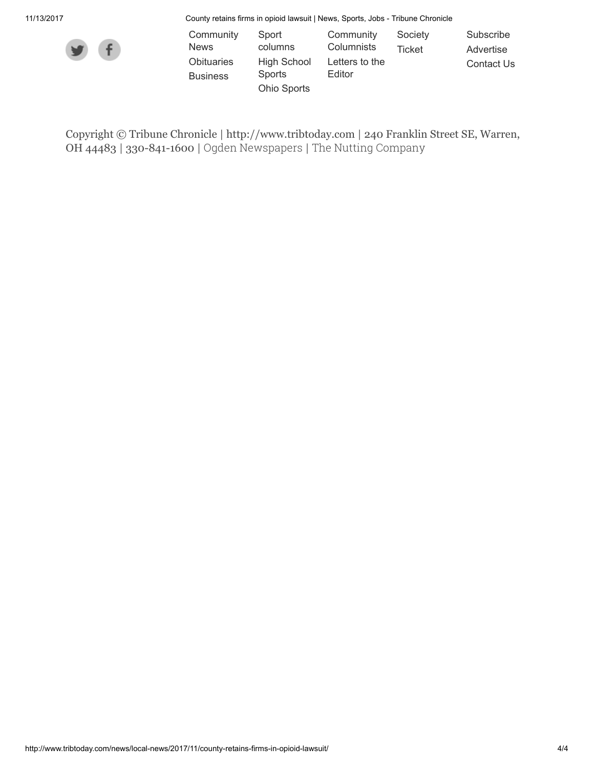Community News

Obituaries

Business

Sport columns

High School Sports

Ohio Sports

Community Columnists

Letters to the Editor

Society

Ticket

Subscribe

Advertise

Contact Us

Copyright © Tribune Chronicle | http://www.tribtoday.com | 240 Franklin Street SE, Warren, OH 44483 | 330-841-1600 | Ogden Newspapers | The Nutting Company